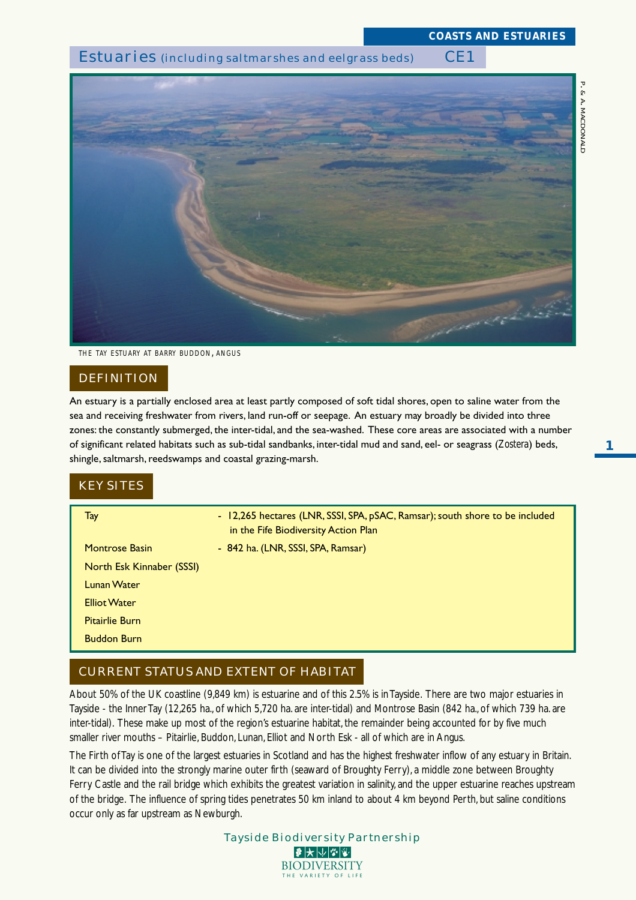COASTS AND ESTUARIES

# Estuaries (including saltmarshes and eelgrass beds) CE1

THE TAY ESTUARY AT BARRY BUDDON, ANGUS

P. & A. MACDONALD

## DEFINITION

An estuary is a partially enclosed area at least partly composed of soft tidal shores, open to saline water from the sea and receiving freshwater from rivers, land run-off or seepage. An estuary may broadly be divided into three zones: the constantly submerged, the inter-tidal, and the sea-washed. These core areas are associated with a number of significant related habitats such as sub-tidal sandbanks, inter-tidal mud and sand, eel- or seagrass (*Zostera*) beds, shingle, saltmarsh, reedswamps and coastal grazing-marsh.

## KEY SITES

| | |
|---|---|
| Tay | - 12,265 hectares (LNR, SSSI, SPA, pSAC, Ramsar); south shore to be included in the Fife Biodiversity Action Plan |
| Montrose Basin | - 842 ha. (LNR, SSSI, SPA, Ramsar) |
| North Esk Kinnaber (SSSI) | |
| Lunan Water | |
| Elliot Water | |
| Pitairlie Burn | |
| Buddon Burn | |

## CURRENT STATUS AND EXTENT OF HABITAT

About 50% of the UK coastline (9,849 km) is estuarine and of this 2.5% is in Tayside. There are two major estuaries in Tayside - the Inner Tay (12,265 ha., of which 5,720 ha. are inter-tidal) and Montrose Basin (842 ha., of which 739 ha. are inter-tidal). These make up most of the region's estuarine habitat, the remainder being accounted for by five much smaller river mouths – Pitairlie, Buddon, Lunan, Elliot and North Esk - all of which are in Angus.

The Firth of Tay is one of the largest estuaries in Scotland and has the highest freshwater inflow of any estuary in Britain. It can be divided into the strongly marine outer firth (seaward of Broughty Ferry), a middle zone between Broughty Ferry Castle and the rail bridge which exhibits the greatest variation in salinity, and the upper estuarine reaches upstream of the bridge. The influence of spring tides penetrates 50 km inland to about 4 km beyond Perth, but saline conditions occur only as far upstream as Newburgh.

Tayside Biodiversity Partnership

BIODIVERSITY
THE VARIETY OF LIFE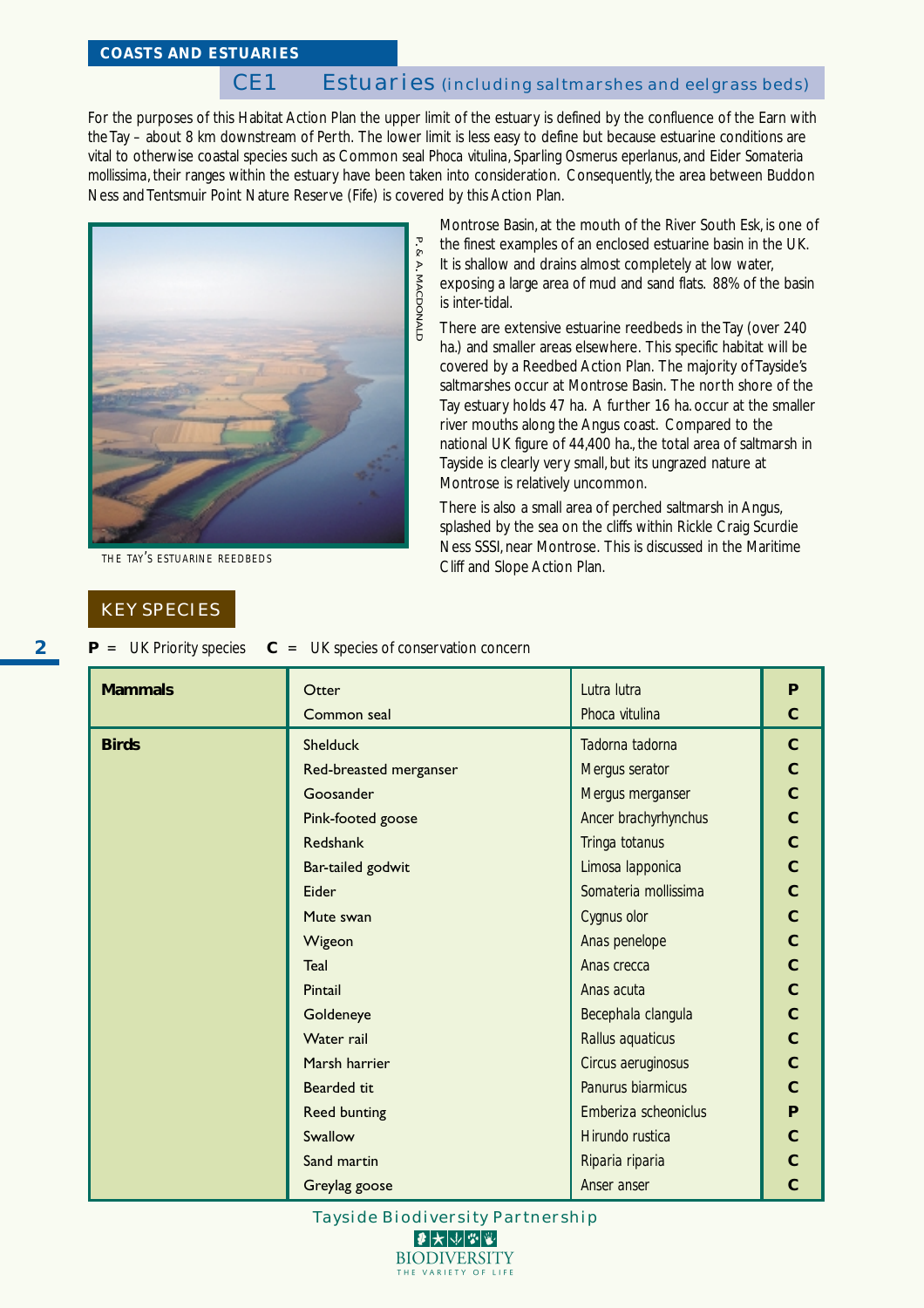COASTS AND ESTUARIES

## CE1 Estuaries (including saltmarshes and eelgrass beds)

For the purposes of this Habitat Action Plan the upper limit of the estuary is defined by the confluence of the Earn with the Tay – about 8 km downstream of Perth. The lower limit is less easy to define but because estuarine conditions are vital to otherwise coastal species such as Common seal *Phoca vitulina*, Sparling *Osmerus eperlanus*, and Eider *Somateria mollissima*, their ranges within the estuary have been taken into consideration. Consequently, the area between Buddon Ness and Tentsmuir Point Nature Reserve (Fife) is covered by this Action Plan.

THE TAY'S ESTUARINE REEDBEDS

Montrose Basin, at the mouth of the River South Esk, is one of the finest examples of an enclosed estuarine basin in the UK. It is shallow and drains almost completely at low water, exposing a large area of mud and sand flats. 88% of the basin is inter-tidal.

There are extensive estuarine reedbeds in the Tay (over 240 ha.) and smaller areas elsewhere. This specific habitat will be covered by a Reedbed Action Plan. The majority of Tayside's saltmarshes occur at Montrose Basin. The north shore of the Tay estuary holds 47 ha. A further 16 ha. occur at the smaller river mouths along the Angus coast. Compared to the national UK figure of 44,400 ha., the total area of saltmarsh in Tayside is clearly very small, but its ungrazed nature at Montrose is relatively uncommon.

There is also a small area of perched saltmarsh in Angus, splashed by the sea on the cliffs within Rickle Craig Scurdie Ness SSSI, near Montrose. This is discussed in the Maritime Cliff and Slope Action Plan.

### KEY SPECIES

**P** = UK Priority species **C** = UK species of conservation concern

| | | | |
|---|---|---|---|
| **Mammals** | Otter | *Lutra lutra* | **P** |
| | Common seal | *Phoca vitulina* | **C** |
| **Birds** | Shelduck | *Tadorna tadorna* | **C** |
| | Red-breasted merganser | *Mergus serator* | **C** |
| | Goosander | *Mergus merganser* | **C** |
| | Pink-footed goose | *Ancer brachyrhynchus* | **C** |
| | Redshank | *Tringa totanus* | **C** |
| | Bar-tailed godwit | *Limosa lapponica* | **C** |
| | Eider | *Somateria mollissima* | **C** |
| | Mute swan | *Cygnus olor* | **C** |
| | Wigeon | *Anas penelope* | **C** |
| | Teal | *Anas crecca* | **C** |
| | Pintail | *Anas acuta* | **C** |
| | Goldeneye | *Becephala clangula* | **C** |
| | Water rail | *Rallus aquaticus* | **C** |
| | Marsh harrier | *Circus aeruginosus* | **C** |
| | Bearded tit | *Panurus biarmicus* | **C** |
| | Reed bunting | *Emberiza scheoniclus* | **P** |
| | Swallow | *Hirundo rustica* | **C** |
| | Sand martin | *Riparia riparia* | **C** |
| | Greylag goose | *Anser anser* | **C** |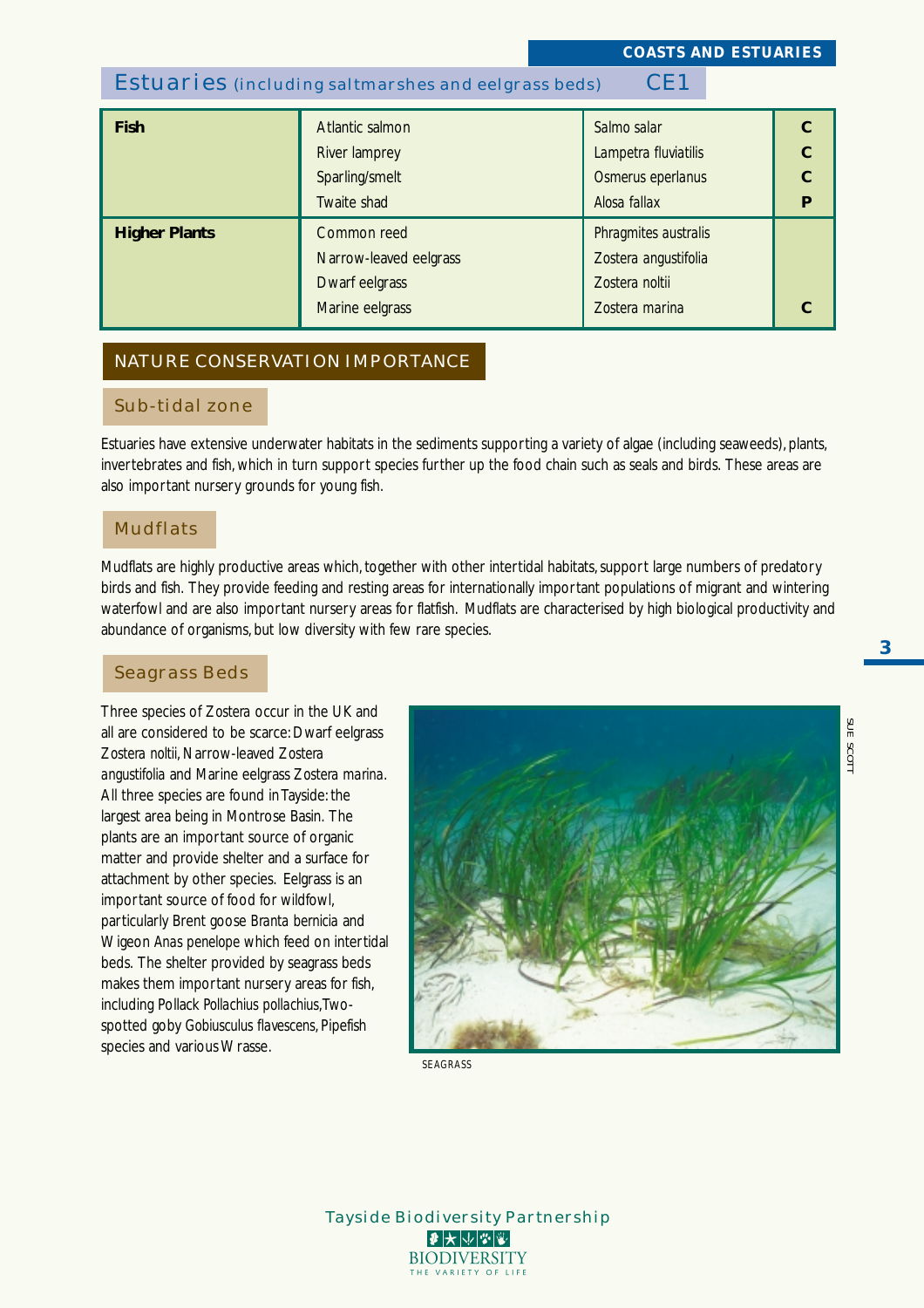## Estuaries (including saltmarshes and eelgrass beds) CE1

| | | | |
|---|---|---|---|
| **Fish** | Atlantic salmon | *Salmo salar* | **C** |
| | River lamprey | *Lampetra fluviatilis* | **C** |
| | Sparling/smelt | *Osmerus eperlanus* | **C** |
| | Twaite shad | *Alosa fallax* | **P** |
| **Higher Plants** | Common reed | *Phragmites australis* | |
| | Narrow-leaved eelgrass | *Zostera angustifolia* | |
| | Dwarf eelgrass | *Zostera noltii* | |
| | Marine eelgrass | *Zostera marina* | **C** |

## NATURE CONSERVATION IMPORTANCE

### Sub-tidal zone

Estuaries have extensive underwater habitats in the sediments supporting a variety of algae (including seaweeds), plants, invertebrates and fish, which in turn support species further up the food chain such as seals and birds. These areas are also important nursery grounds for young fish.

### Mudflats

Mudflats are highly productive areas which, together with other intertidal habitats, support large numbers of predatory birds and fish. They provide feeding and resting areas for internationally important populations of migrant and wintering waterfowl and are also important nursery areas for flatfish. Mudflats are characterised by high biological productivity and abundance of organisms, but low diversity with few rare species.

### Seagrass Beds

Three species of *Zostera* occur in the UK and all are considered to be scarce: Dwarf eelgrass *Zostera noltii*, Narrow-leaved *Zostera angustifolia* and Marine eelgrass *Zostera marina*. All three species are found in Tayside: the largest area being in Montrose Basin. The plants are an important source of organic matter and provide shelter and a surface for attachment by other species. Eelgrass is an important source of food for wildfowl, particularly Brent goose *Branta bernicia* and Wigeon *Anas penelope* which feed on intertidal beds. The shelter provided by seagrass beds makes them important nursery areas for fish, including Pollack *Pollachius pollachius*, Two-spotted goby *Gobiusculus flavescens*, Pipefish species and various Wrasse.

SEAGRASS

SUE SCOTT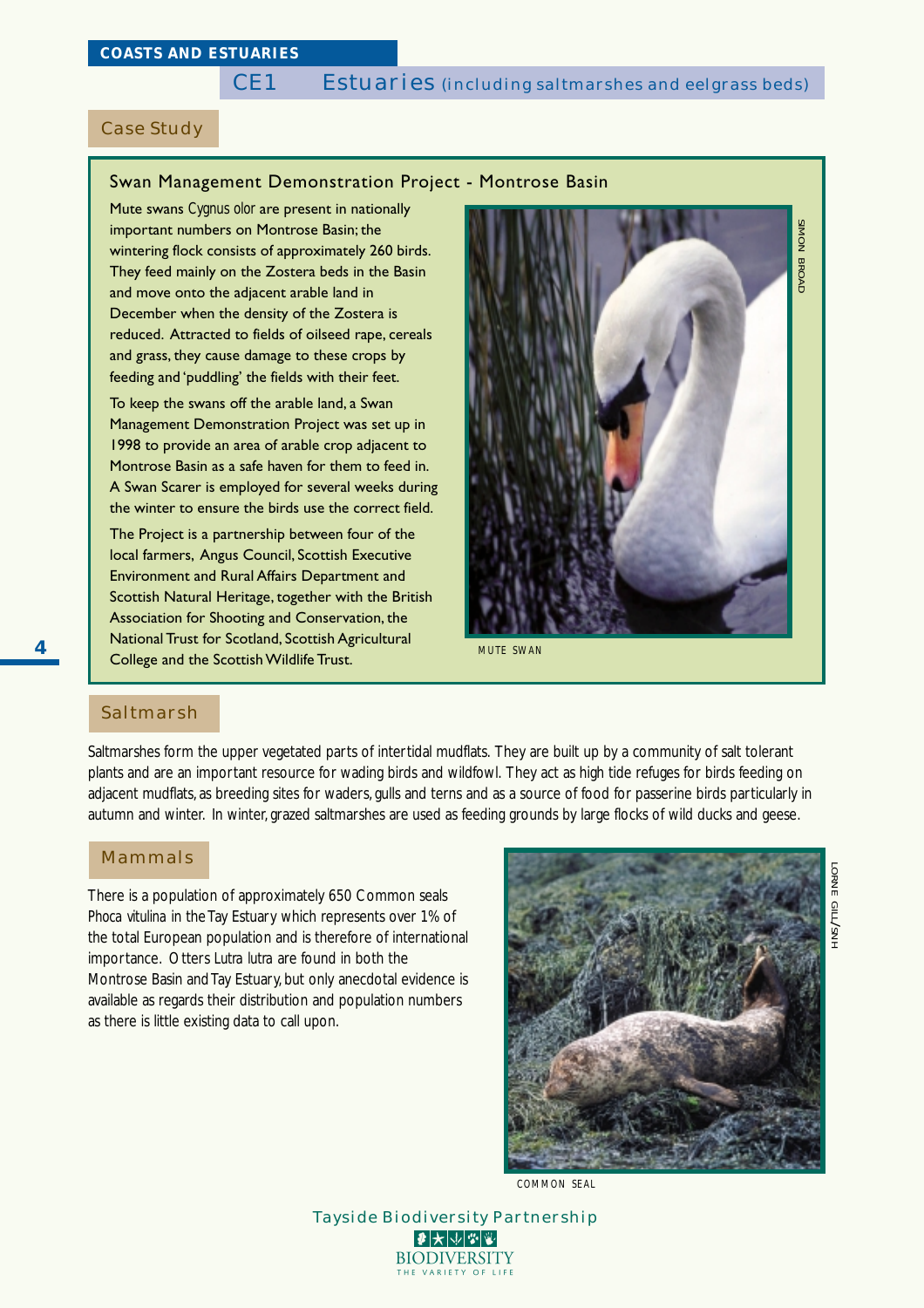## COASTS AND ESTUARIES

### CE1 Estuaries (including saltmarshes and eelgrass beds)

### Case Study

#### Swan Management Demonstration Project - Montrose Basin

Mute swans *Cygnus olor* are present in nationally important numbers on Montrose Basin; the wintering flock consists of approximately 260 birds. They feed mainly on the Zostera beds in the Basin and move onto the adjacent arable land in December when the density of the Zostera is reduced. Attracted to fields of oilseed rape, cereals and grass, they cause damage to these crops by feeding and 'puddling' the fields with their feet.

To keep the swans off the arable land, a Swan Management Demonstration Project was set up in 1998 to provide an area of arable crop adjacent to Montrose Basin as a safe haven for them to feed in. A Swan Scarer is employed for several weeks during the winter to ensure the birds use the correct field.

The Project is a partnership between four of the local farmers, Angus Council, Scottish Executive Environment and Rural Affairs Department and Scottish Natural Heritage, together with the British Association for Shooting and Conservation, the National Trust for Scotland, Scottish Agricultural College and the Scottish Wildlife Trust.

SIMON BROAD

MUTE SWAN

### Saltmarsh

Saltmarshes form the upper vegetated parts of intertidal mudflats. They are built up by a community of salt tolerant plants and are an important resource for wading birds and wildfowl. They act as high tide refuges for birds feeding on adjacent mudflats, as breeding sites for waders, gulls and terns and as a source of food for passerine birds particularly in autumn and winter. In winter, grazed saltmarshes are used as feeding grounds by large flocks of wild ducks and geese.

### Mammals

There is a population of approximately 650 Common seals *Phoca vitulina* in the Tay Estuary which represents over 1% of the total European population and is therefore of international importance. Otters *Lutra lutra* are found in both the Montrose Basin and Tay Estuary, but only anecdotal evidence is available as regards their distribution and population numbers as there is little existing data to call upon.

LORNE GILL/SNH

COMMON SEAL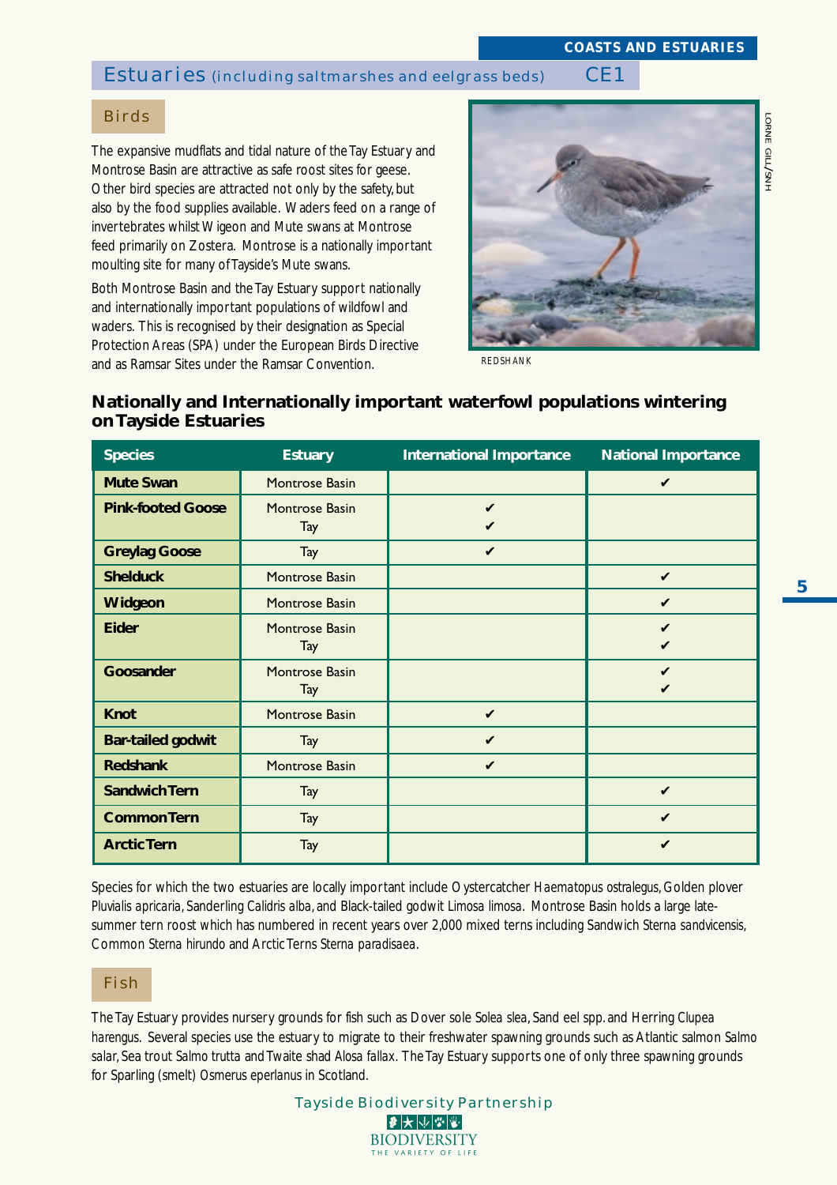## Estuaries (including saltmarshes and eelgrass beds) CE1

### Birds

The expansive mudflats and tidal nature of the Tay Estuary and Montrose Basin are attractive as safe roost sites for geese. Other bird species are attracted not only by the safety, but also by the food supplies available. Waders feed on a range of invertebrates whilst Wigeon and Mute swans at Montrose feed primarily on *Zostera*. Montrose is a nationally important moulting site for many of Tayside's Mute swans.

Both Montrose Basin and the Tay Estuary support nationally and internationally important populations of wildfowl and waders. This is recognised by their designation as Special Protection Areas (SPA) under the European Birds Directive and as Ramsar Sites under the Ramsar Convention.

REDSHANK

### Nationally and Internationally important waterfowl populations wintering on Tayside Estuaries

| Species | Estuary | International Importance | National Importance |
|---|---|---|---|
| **Mute Swan** | Montrose Basin | | ✔ |
| **Pink-footed Goose** | Montrose Basin<br>Tay | ✔<br>✔ | |
| **Greylag Goose** | Tay | ✔ | |
| **Shelduck** | Montrose Basin | | ✔ |
| **Widgeon** | Montrose Basin | | ✔ |
| **Eider** | Montrose Basin<br>Tay | | ✔<br>✔ |
| **Goosander** | Montrose Basin<br>Tay | | ✔<br>✔ |
| **Knot** | Montrose Basin | ✔ | |
| **Bar-tailed godwit** | Tay | ✔ | |
| **Redshank** | Montrose Basin | ✔ | |
| **Sandwich Tern** | Tay | | ✔ |
| **Common Tern** | Tay | | ✔ |
| **Arctic Tern** | Tay | | ✔ |

Species for which the two estuaries are locally important include Oystercatcher *Haematopus ostralegus*, Golden plover *Pluvialis apricaria*, Sanderling *Calidris alba*, and Black-tailed godwit *Limosa limosa*. Montrose Basin holds a large late-summer tern roost which has numbered in recent years over 2,000 mixed terns including Sandwich *Sterna sandvicensis*, Common *Sterna hirundo* and Arctic Terns *Sterna paradisaea*.

### Fish

The Tay Estuary provides nursery grounds for fish such as Dover sole *Solea slea*, Sand eel spp. and Herring *Clupea harengus*. Several species use the estuary to migrate to their freshwater spawning grounds such as Atlantic salmon *Salmo salar*, Sea trout *Salmo trutta* and Twaite shad *Alosa fallax*. The Tay Estuary supports one of only three spawning grounds for Sparling (smelt) *Osmerus eperlanus* in Scotland.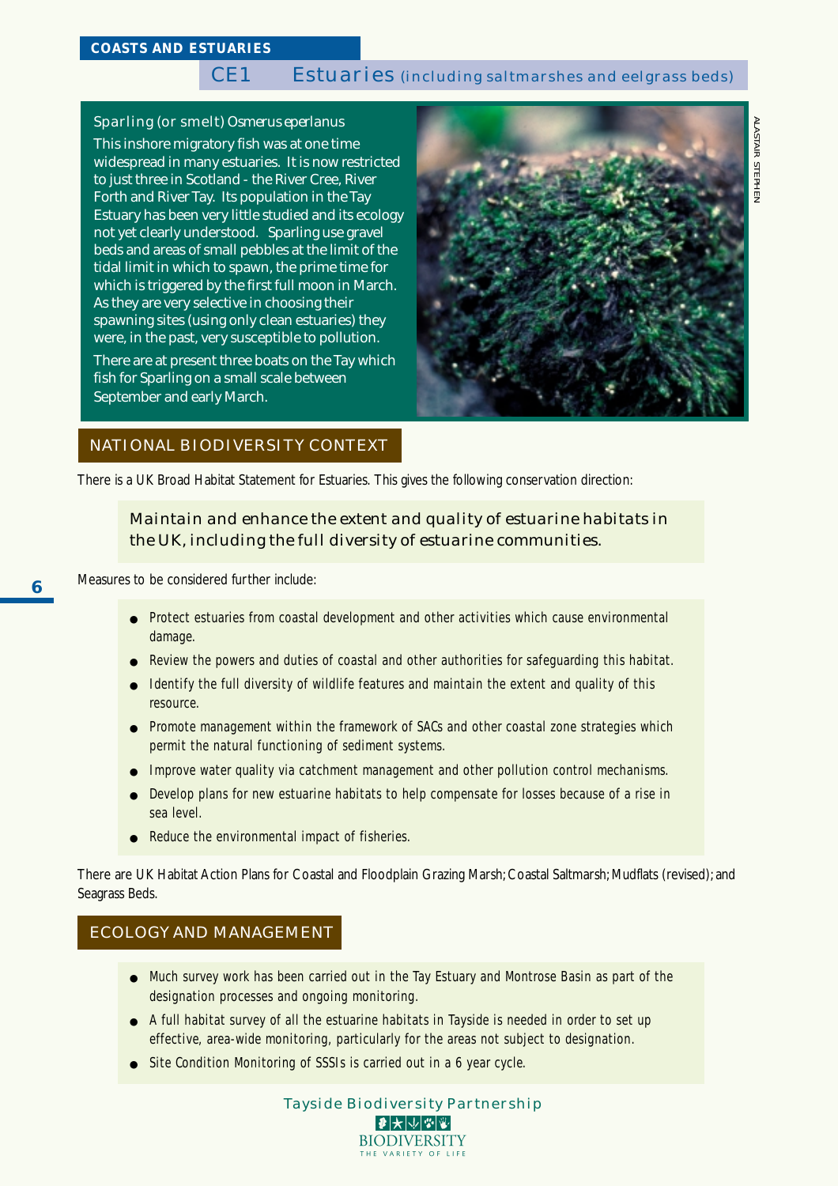## CE1 Estuaries (including saltmarshes and eelgrass beds)

### Sparling (or smelt) *Osmerus eperlanus*

This inshore migratory fish was at one time widespread in many estuaries. It is now restricted to just three in Scotland - the River Cree, River Forth and River Tay. Its population in the Tay Estuary has been very little studied and its ecology not yet clearly understood. Sparling use gravel beds and areas of small pebbles at the limit of the tidal limit in which to spawn, the prime time for which is triggered by the first full moon in March. As they are very selective in choosing their spawning sites (using only clean estuaries) they were, in the past, very susceptible to pollution.

There are at present three boats on the Tay which fish for Sparling on a small scale between September and early March.

ALASTAIR STEPHEN

## NATIONAL BIODIVERSITY CONTEXT

There is a UK Broad Habitat Statement for Estuaries. This gives the following conservation direction:

> Maintain and enhance the extent and quality of estuarine habitats in the UK, including the full diversity of estuarine communities.

Measures to be considered further include:

- Protect estuaries from coastal development and other activities which cause environmental damage.
- Review the powers and duties of coastal and other authorities for safeguarding this habitat.
- Identify the full diversity of wildlife features and maintain the extent and quality of this resource.
- Promote management within the framework of SACs and other coastal zone strategies which permit the natural functioning of sediment systems.
- Improve water quality via catchment management and other pollution control mechanisms.
- Develop plans for new estuarine habitats to help compensate for losses because of a rise in sea level.
- Reduce the environmental impact of fisheries.

There are UK Habitat Action Plans for Coastal and Floodplain Grazing Marsh; Coastal Saltmarsh; Mudflats (revised); and Seagrass Beds.

## ECOLOGY AND MANAGEMENT

- Much survey work has been carried out in the Tay Estuary and Montrose Basin as part of the designation processes and ongoing monitoring.
- A full habitat survey of all the estuarine habitats in Tayside is needed in order to set up effective, area-wide monitoring, particularly for the areas not subject to designation.
- Site Condition Monitoring of SSSIs is carried out in a 6 year cycle.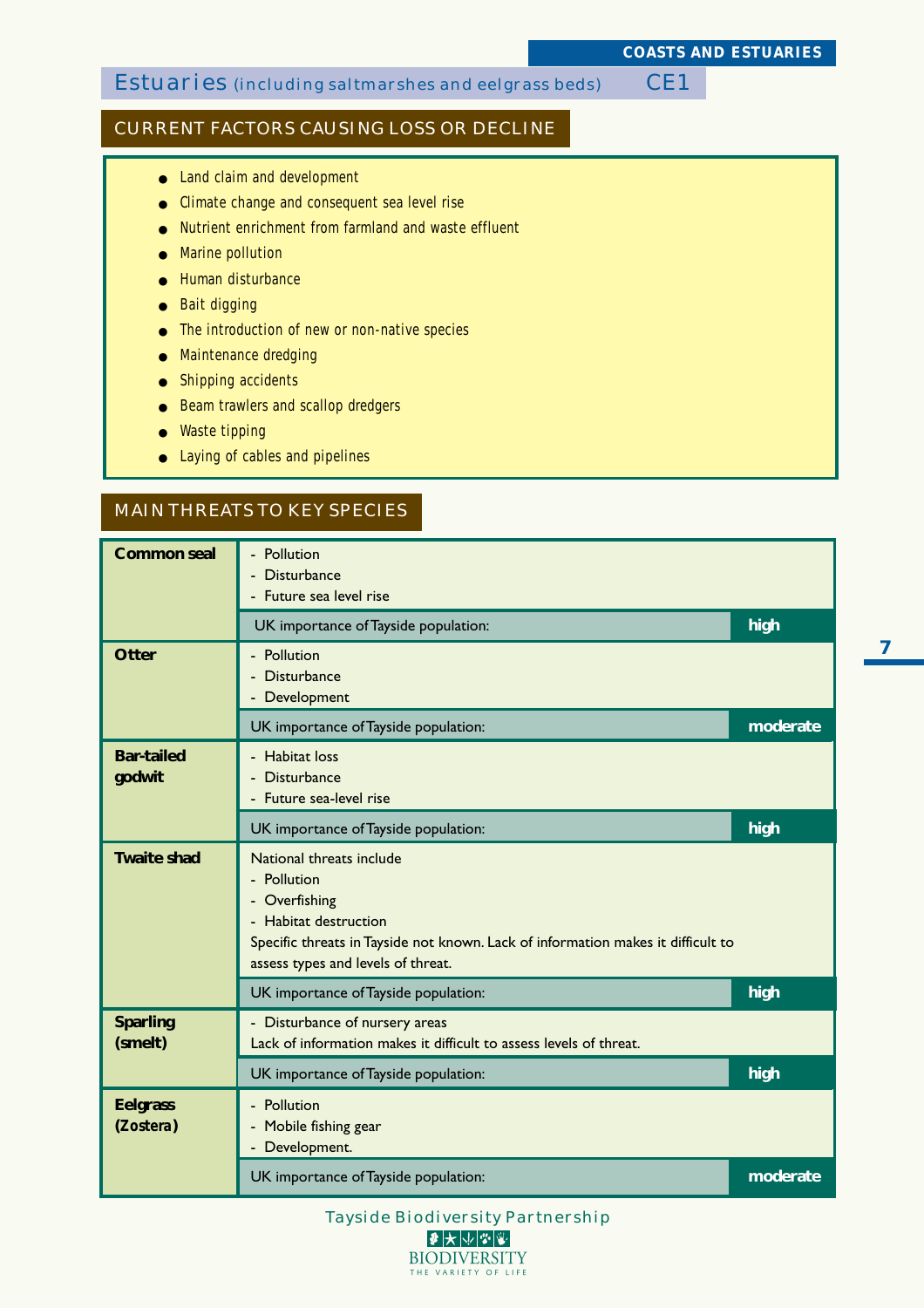COASTS AND ESTUARIES

# Estuaries (including saltmarshes and eelgrass beds) CE1

## CURRENT FACTORS CAUSING LOSS OR DECLINE

- Land claim and development
- Climate change and consequent sea level rise
- Nutrient enrichment from farmland and waste effluent
- Marine pollution
- Human disturbance
- Bait digging
- The introduction of new or non-native species
- Maintenance dredging
- Shipping accidents
- Beam trawlers and scallop dredgers
- Waste tipping
- Laying of cables and pipelines

## MAIN THREATS TO KEY SPECIES

| Species | Threats | UK importance of Tayside population |
|---|---|---|
| **Common seal** | - Pollution<br>- Disturbance<br>- Future sea level rise | **high** |
| **Otter** | - Pollution<br>- Disturbance<br>- Development | **moderate** |
| **Bar-tailed godwit** | - Habitat loss<br>- Disturbance<br>- Future sea-level rise | **high** |
| **Twaite shad** | National threats include<br>- Pollution<br>- Overfishing<br>- Habitat destruction<br>Specific threats in Tayside not known. Lack of information makes it difficult to assess types and levels of threat. | **high** |
| **Sparling (smelt)** | - Disturbance of nursery areas<br>Lack of information makes it difficult to assess levels of threat. | **high** |
| **Eelgrass (Zostera)** | - Pollution<br>- Mobile fishing gear<br>- Development. | **moderate** |

Tayside Biodiversity Partnership

BIODIVERSITY
THE VARIETY OF LIFE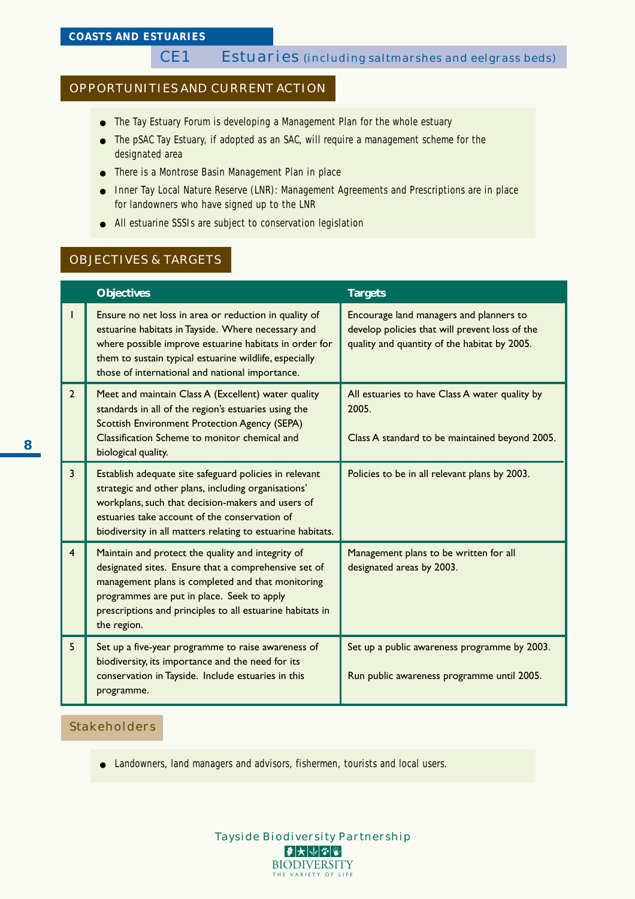## COASTS AND ESTUARIES

# CE1 Estuaries (including saltmarshes and eelgrass beds)

## OPPORTUNITIES AND CURRENT ACTION

- The Tay Estuary Forum is developing a Management Plan for the whole estuary
- The pSAC Tay Estuary, if adopted as an SAC, will require a management scheme for the designated area
- There is a Montrose Basin Management Plan in place
- Inner Tay Local Nature Reserve (LNR): Management Agreements and Prescriptions are in place for landowners who have signed up to the LNR
- All estuarine SSSIs are subject to conservation legislation

## OBJECTIVES & TARGETS

| | Objectives | Targets |
|---|---|---|
| 1 | Ensure no net loss in area or reduction in quality of estuarine habitats in Tayside. Where necessary and where possible improve estuarine habitats in order for them to sustain typical estuarine wildlife, especially those of international and national importance. | Encourage land managers and planners to develop policies that will prevent loss of the quality and quantity of the habitat by 2005. |
| 2 | Meet and maintain Class A (Excellent) water quality standards in all of the region's estuaries using the Scottish Environment Protection Agency (SEPA) Classification Scheme to monitor chemical and biological quality. | All estuaries to have Class A water quality by 2005.<br><br>Class A standard to be maintained beyond 2005. |
| 3 | Establish adequate site safeguard policies in relevant strategic and other plans, including organisations' workplans, such that decision-makers and users of estuaries take account of the conservation of biodiversity in all matters relating to estuarine habitats. | Policies to be in all relevant plans by 2003. |
| 4 | Maintain and protect the quality and integrity of designated sites. Ensure that a comprehensive set of management plans is completed and that monitoring programmes are put in place. Seek to apply prescriptions and principles to all estuarine habitats in the region. | Management plans to be written for all designated areas by 2003. |
| 5 | Set up a five-year programme to raise awareness of biodiversity, its importance and the need for its conservation in Tayside. Include estuaries in this programme. | Set up a public awareness programme by 2003.<br><br>Run public awareness programme until 2005. |

## Stakeholders

- Landowners, land managers and advisors, fishermen, tourists and local users.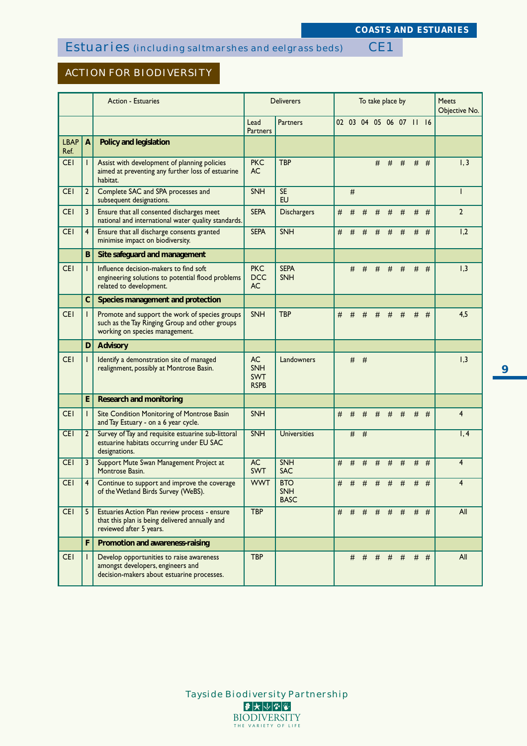# Estuaries (including saltmarshes and eelgrass beds) CE1

## ACTION FOR BIODIVERSITY

| | | Action - Estuaries | Deliverers | | To take place by | | | | | | | | Meets Objective No. |
|---|---|---|---|---|---|---|---|---|---|---|---|---|---|
| | | | Lead Partners | Partners | 02 | 03 | 04 | 05 | 06 | 07 | 11 | 16 | |
| LBAP Ref. | A | **Policy and legislation** | | | | | | | | | | | |
| CEI | 1 | Assist with development of planning policies aimed at preventing any further loss of estuarine habitat. | PKC AC | TBP | | | | # | # | # | # | # | 1, 3 |
| CEI | 2 | Complete SAC and SPA processes and subsequent designations. | SNH | SE EU | | # | | | | | | | 1 |
| CEI | 3 | Ensure that all consented discharges meet national and international water quality standards. | SEPA | Dischargers | # | # | # | # | # | # | # | # | 2 |
| CEI | 4 | Ensure that all discharge consents granted minimise impact on biodiversity. | SEPA | SNH | # | # | # | # | # | # | # | # | 1,2 |
| | B | **Site safeguard and management** | | | | | | | | | | | |
| CEI | 1 | Influence decision-makers to find soft engineering solutions to potential flood problems related to development. | PKC DCC AC | SEPA SNH | | # | # | # | # | # | # | # | 1,3 |
| | C | **Species management and protection** | | | | | | | | | | | |
| CEI | 1 | Promote and support the work of species groups such as the Tay Ringing Group and other groups working on species management. | SNH | TBP | # | # | # | # | # | # | # | # | 4,5 |
| | D | **Advisory** | | | | | | | | | | | |
| CEI | 1 | Identify a demonstration site of managed realignment, possibly at Montrose Basin. | AC SNH SWT RSPB | Landowners | | # | # | | | | | | 1,3 |
| | E | **Research and monitoring** | | | | | | | | | | | |
| CEI | 1 | Site Condition Monitoring of Montrose Basin and Tay Estuary - on a 6 year cycle. | SNH | | # | # | # | # | # | # | # | # | 4 |
| CEI | 2 | Survey of Tay and requisite estuarine sub-littoral estuarine habitats occurring under EU SAC designations. | SNH | Universities | | # | # | | | | | | 1, 4 |
| CEI | 3 | Support Mute Swan Management Project at Montrose Basin. | AC SWT | SNH SAC | # | # | # | # | # | # | # | # | 4 |
| CEI | 4 | Continue to support and improve the coverage of the Wetland Birds Survey (WeBS). | WWT | BTO SNH BASC | # | # | # | # | # | # | # | # | 4 |
| CEI | 5 | Estuaries Action Plan review process - ensure that this plan is being delivered annually and reviewed after 5 years. | TBP | | # | # | # | # | # | # | # | # | All |
| | F | **Promotion and awareness-raising** | | | | | | | | | | | |
| CEI | 1 | Develop opportunities to raise awareness amongst developers, engineers and decision-makers about estuarine processes. | TBP | | | # | # | # | # | # | # | # | All |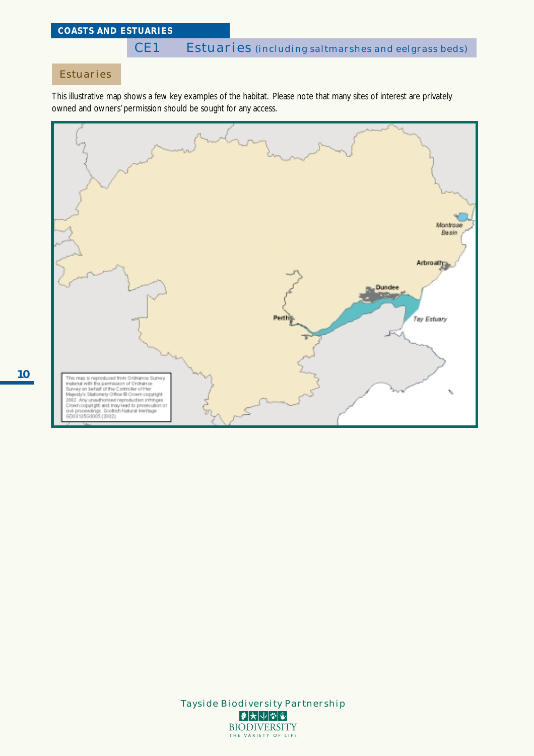COASTS AND ESTUARIES

# CE1 Estuaries (including saltmarshes and eelgrass beds)

## Estuaries

This illustrative map shows a few key examples of the habitat. Please note that many sites of interest are privately owned and owners' permission should be sought for any access.

Montrose Basin

Arbroath

Dundee

Perth

Tay Estuary

This map is reproduced from Ordnance Survey material with the permission of Ordnance Survey on behalf of the Controller of Her Majesty's Stationery Office © Crown copyright 2002. Any unauthorised reproduction infringes Crown copyright and may lead to prosecution or civil proceedings. Scottish Natural Heritage GD03135G0005 (2002)

Tayside Biodiversity Partnership

BIODIVERSITY
THE VARIETY OF LIFE